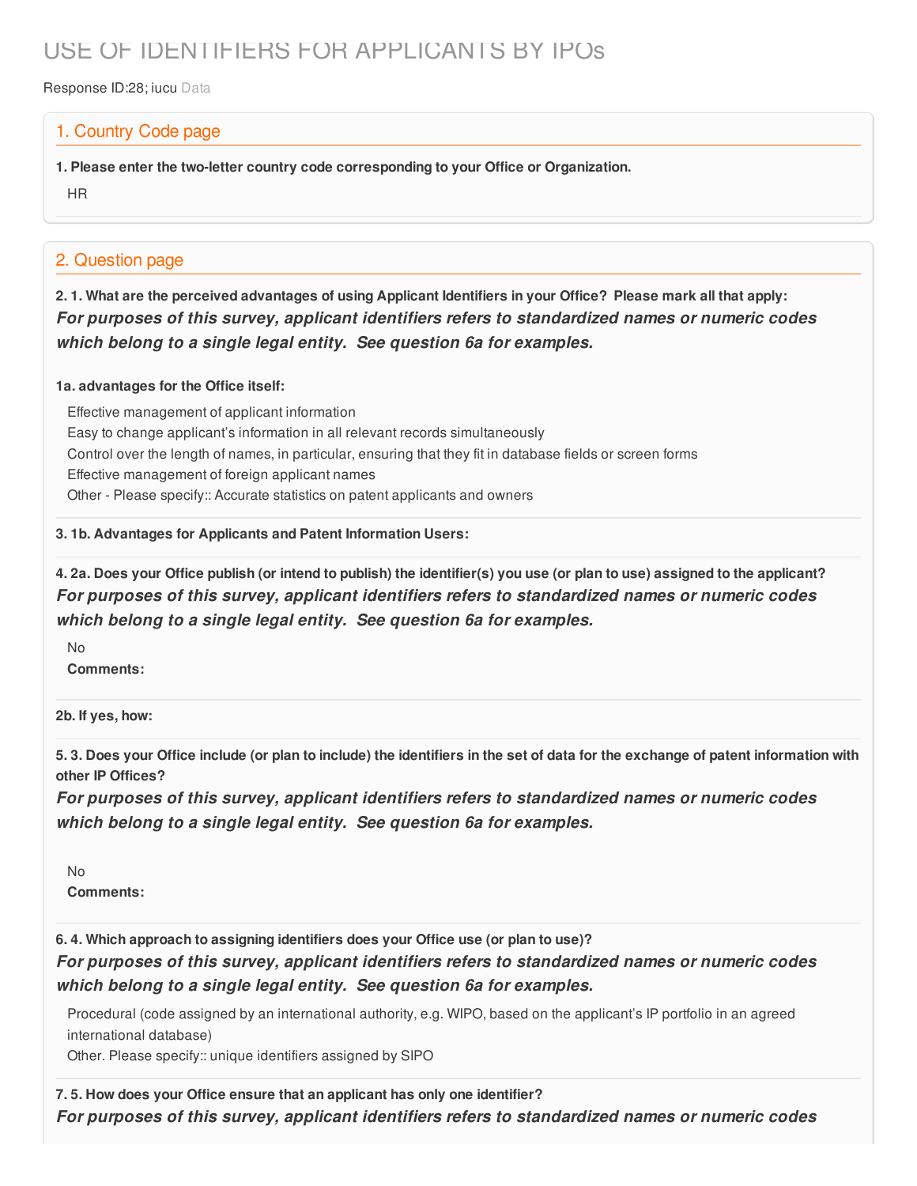# USE OF IDENTIFIERS FOR APPLICANTS BY IPOs

Response ID:28; iucu Data

## 1. Country Code page

**1. Please enter the two-letter country code corresponding to your Office or Organization.**

HR

## 2. Question page

**2. 1. What are the perceived advantages of using Applicant Identifiers in your Office? Please mark all that apply:**

***For purposes of this survey, applicant identifiers refers to standardized names or numeric codes which belong to a single legal entity. See question 6a for examples.***

**1a. advantages for the Office itself:**

Effective management of applicant information
Easy to change applicant's information in all relevant records simultaneously
Control over the length of names, in particular, ensuring that they fit in database fields or screen forms
Effective management of foreign applicant names
Other - Please specify:: Accurate statistics on patent applicants and owners

**3. 1b. Advantages for Applicants and Patent Information Users:**

**4. 2a. Does your Office publish (or intend to publish) the identifier(s) you use (or plan to use) assigned to the applicant?**

***For purposes of this survey, applicant identifiers refers to standardized names or numeric codes which belong to a single legal entity. See question 6a for examples.***

No

**Comments:**

**2b. If yes, how:**

**5. 3. Does your Office include (or plan to include) the identifiers in the set of data for the exchange of patent information with other IP Offices?**

***For purposes of this survey, applicant identifiers refers to standardized names or numeric codes which belong to a single legal entity. See question 6a for examples.***

No

**Comments:**

**6. 4. Which approach to assigning identifiers does your Office use (or plan to use)?**

***For purposes of this survey, applicant identifiers refers to standardized names or numeric codes which belong to a single legal entity. See question 6a for examples.***

Procedural (code assigned by an international authority, e.g. WIPO, based on the applicant's IP portfolio in an agreed international database)
Other. Please specify:: unique identifiers assigned by SIPO

**7. 5. How does your Office ensure that an applicant has only one identifier?**

***For purposes of this survey, applicant identifiers refers to standardized names or numeric codes***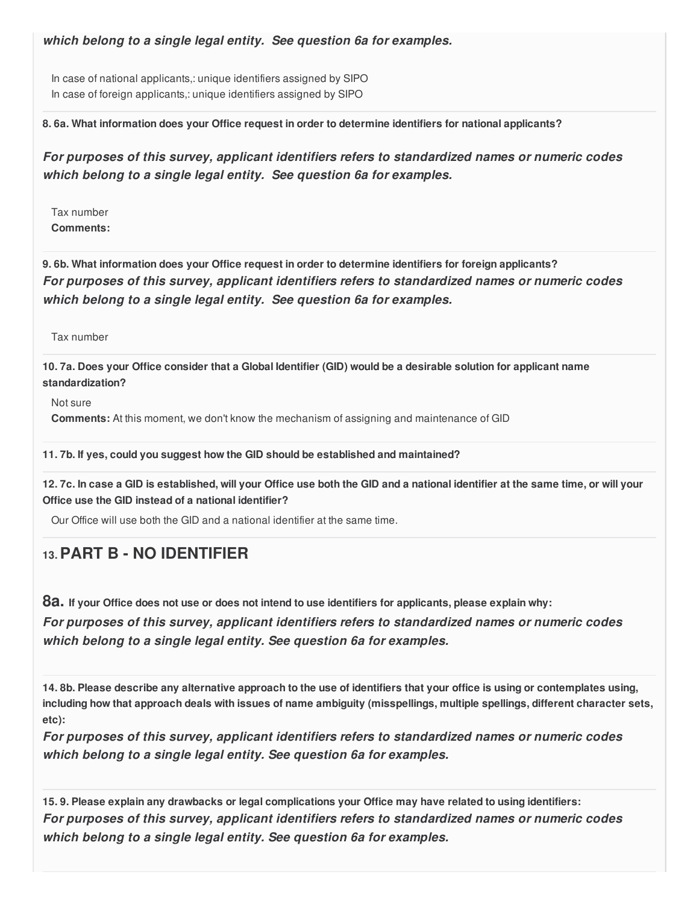***which belong to a single legal entity. See question 6a for examples.***

In case of national applicants,: unique identifiers assigned by SIPO
In case of foreign applicants,: unique identifiers assigned by SIPO

**8. 6a. What information does your Office request in order to determine identifiers for national applicants?**

***For purposes of this survey, applicant identifiers refers to standardized names or numeric codes which belong to a single legal entity. See question 6a for examples.***

Tax number
**Comments:**

**9. 6b. What information does your Office request in order to determine identifiers for foreign applicants?**
***For purposes of this survey, applicant identifiers refers to standardized names or numeric codes which belong to a single legal entity. See question 6a for examples.***

Tax number

**10. 7a. Does your Office consider that a Global Identifier (GID) would be a desirable solution for applicant name standardization?**

Not sure
**Comments:** At this moment, we don't know the mechanism of assigning and maintenance of GID

**11. 7b. If yes, could you suggest how the GID should be established and maintained?**

**12. 7c. In case a GID is established, will your Office use both the GID and a national identifier at the same time, or will your Office use the GID instead of a national identifier?**

Our Office will use both the GID and a national identifier at the same time.

## 13. PART B - NO IDENTIFIER

**8a. If your Office does not use or does not intend to use identifiers for applicants, please explain why:**
***For purposes of this survey, applicant identifiers refers to standardized names or numeric codes which belong to a single legal entity. See question 6a for examples.***

**14. 8b. Please describe any alternative approach to the use of identifiers that your office is using or contemplates using, including how that approach deals with issues of name ambiguity (misspellings, multiple spellings, different character sets, etc):**
***For purposes of this survey, applicant identifiers refers to standardized names or numeric codes which belong to a single legal entity. See question 6a for examples.***

**15. 9. Please explain any drawbacks or legal complications your Office may have related to using identifiers:**
***For purposes of this survey, applicant identifiers refers to standardized names or numeric codes which belong to a single legal entity. See question 6a for examples.***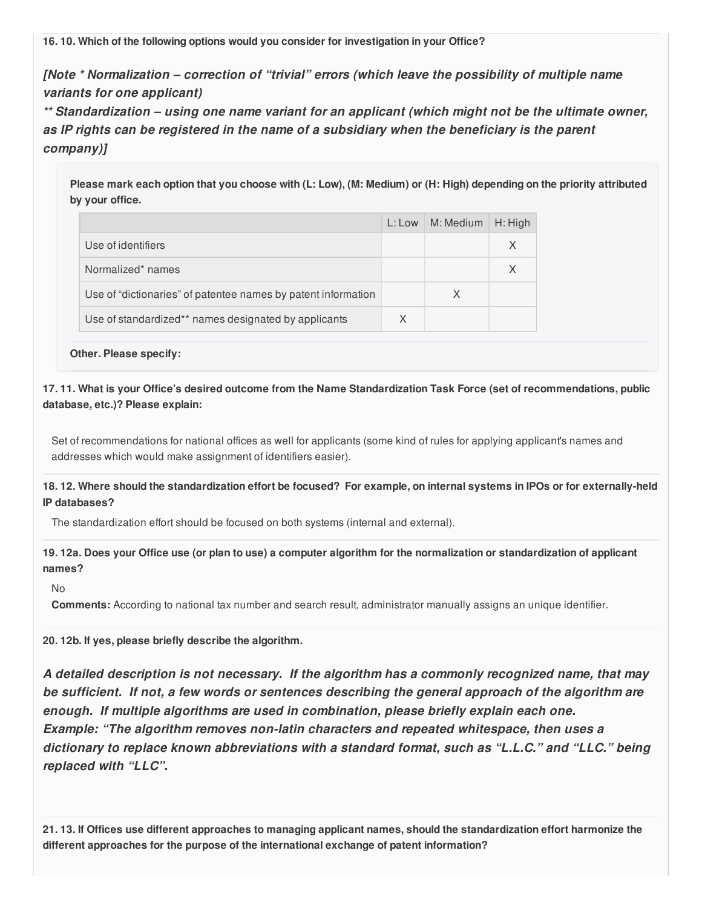**16. 10. Which of the following options would you consider for investigation in your Office?**

***[Note * Normalization – correction of "trivial" errors (which leave the possibility of multiple name variants for one applicant)***
***** Standardization – using one name variant for an applicant (which might not be the ultimate owner, as IP rights can be registered in the name of a subsidiary when the beneficiary is the parent company)]***

**Please mark each option that you choose with (L: Low), (M: Medium) or (H: High) depending on the priority attributed by your office.**

| | L: Low | M: Medium | H: High |
|---|---|---|---|
| Use of identifiers | | | X |
| Normalized* names | | | X |
| Use of "dictionaries" of patentee names by patent information | | X | |
| Use of standardized** names designated by applicants | X | | |

**Other. Please specify:**

**17. 11. What is your Office's desired outcome from the Name Standardization Task Force (set of recommendations, public database, etc.)? Please explain:**

Set of recommendations for national offices as well for applicants (some kind of rules for applying applicant's names and addresses which would make assignment of identifiers easier).

**18. 12. Where should the standardization effort be focused? For example, on internal systems in IPOs or for externally-held IP databases?**

The standardization effort should be focused on both systems (internal and external).

**19. 12a. Does your Office use (or plan to use) a computer algorithm for the normalization or standardization of applicant names?**

No

**Comments:** According to national tax number and search result, administrator manually assigns an unique identifier.

**20. 12b. If yes, please briefly describe the algorithm.**

***A detailed description is not necessary. If the algorithm has a commonly recognized name, that may be sufficient. If not, a few words or sentences describing the general approach of the algorithm are enough. If multiple algorithms are used in combination, please briefly explain each one.***
***Example: "The algorithm removes non-latin characters and repeated whitespace, then uses a dictionary to replace known abbreviations with a standard format, such as "L.L.C." and "LLC." being replaced with "LLC".***

**21. 13. If Offices use different approaches to managing applicant names, should the standardization effort harmonize the different approaches for the purpose of the international exchange of patent information?**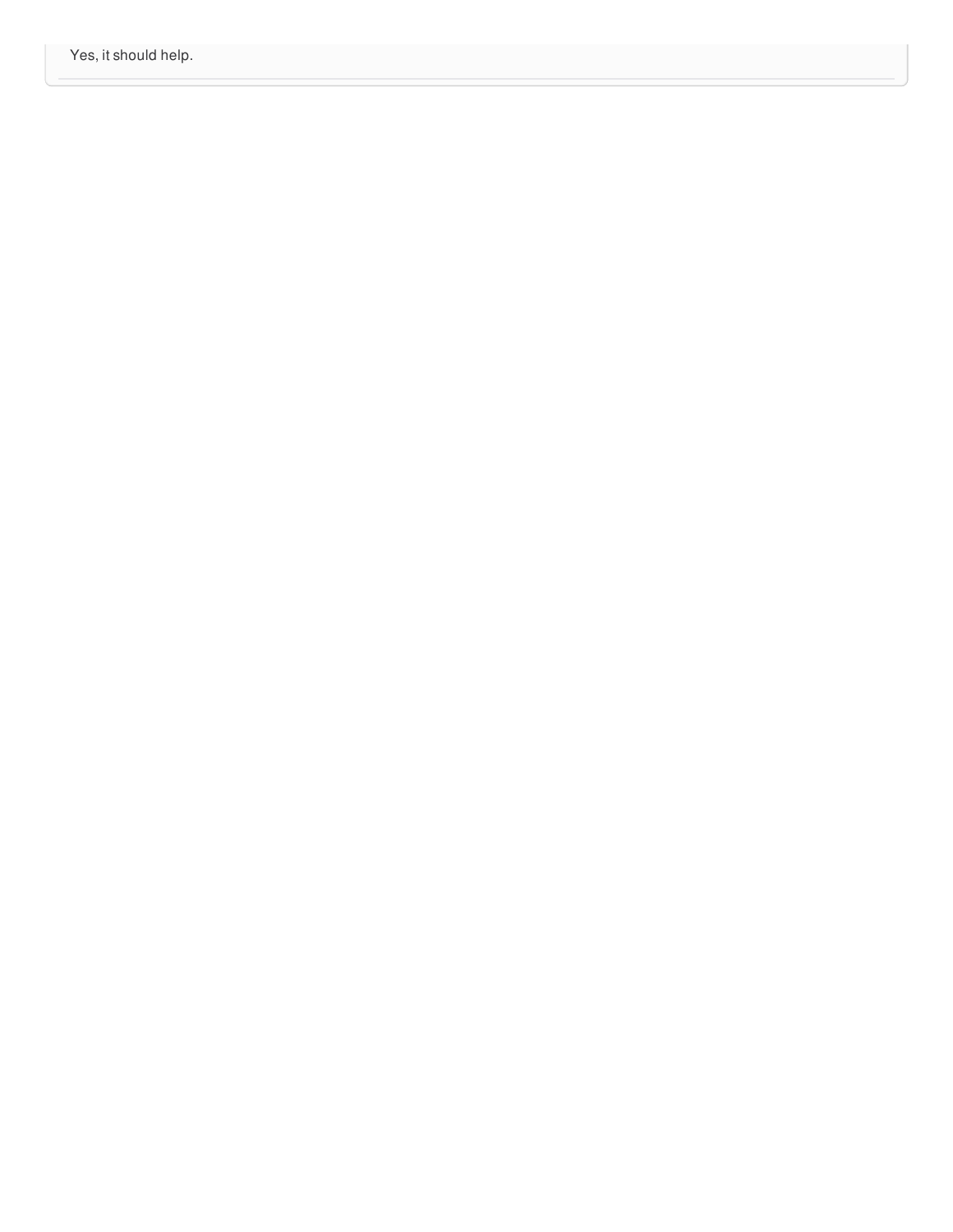Yes, it should help.